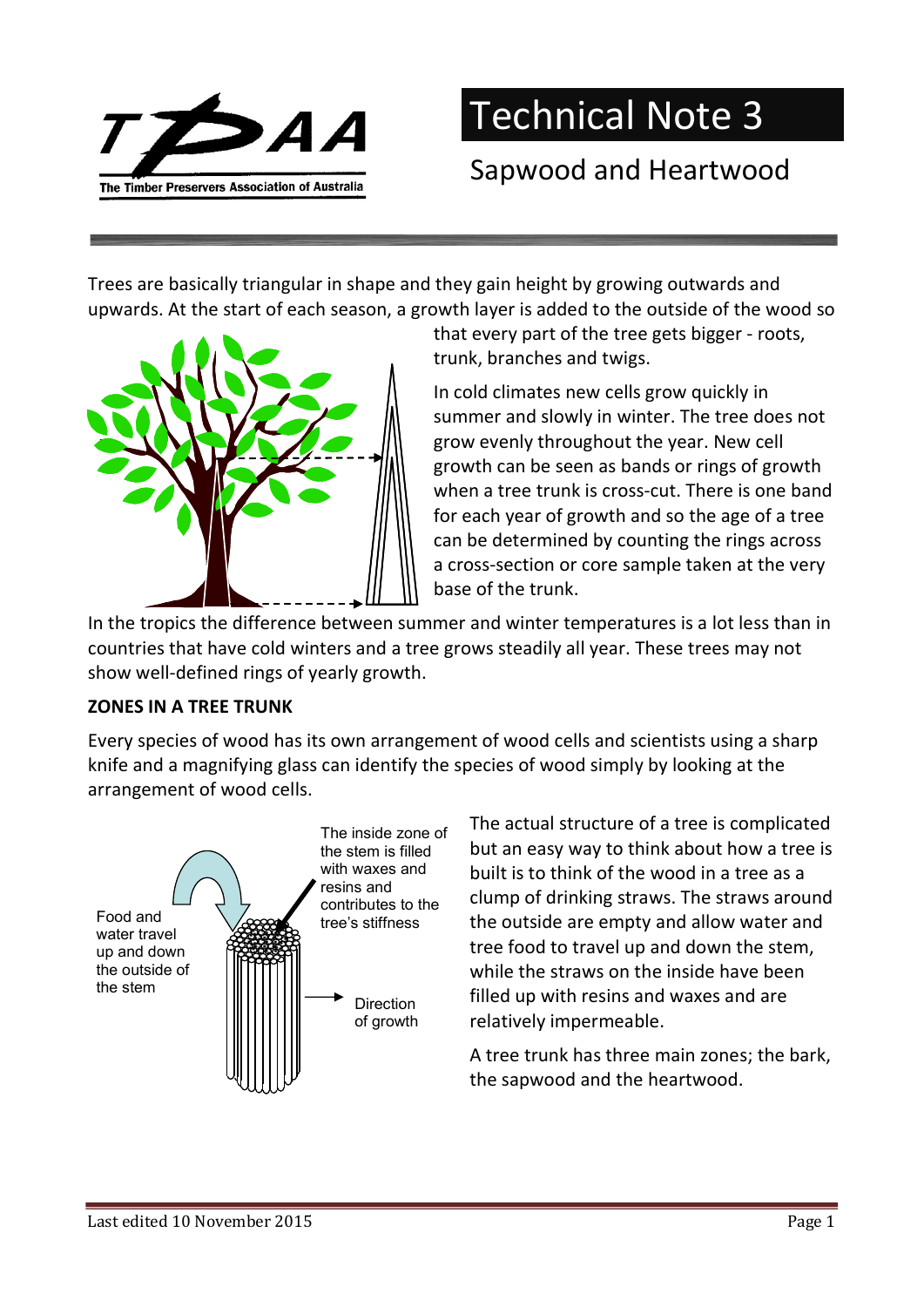# Technical Note 3

## Sapwood and Heartwood

Trees are basically triangular in shape and they gain height by growing outwards and upwards. At the start of each season, a growth layer is added to the outside of the wood so that every part of the tree gets bigger - roots, trunk, branches and twigs.

In cold climates new cells grow quickly in summer and slowly in winter. The tree does not grow evenly throughout the year. New cell growth can be seen as bands or rings of growth when a tree trunk is cross-cut. There is one band for each year of growth and so the age of a tree can be determined by counting the rings across a cross-section or core sample taken at the very base of the trunk.

In the tropics the difference between summer and winter temperatures is a lot less than in countries that have cold winters and a tree grows steadily all year. These trees may not show well-defined rings of yearly growth.

**ZONES IN A TREE TRUNK**

Every species of wood has its own arrangement of wood cells and scientists using a sharp knife and a magnifying glass can identify the species of wood simply by looking at the arrangement of wood cells.

Food and water travel up and down the outside of the stem

The inside zone of the stem is filled with waxes and resins and contributes to the tree's stiffness

Direction of growth

The actual structure of a tree is complicated but an easy way to think about how a tree is built is to think of the wood in a tree as a clump of drinking straws. The straws around the outside are empty and allow water and tree food to travel up and down the stem, while the straws on the inside have been filled up with resins and waxes and are relatively impermeable.

A tree trunk has three main zones; the bark, the sapwood and the heartwood.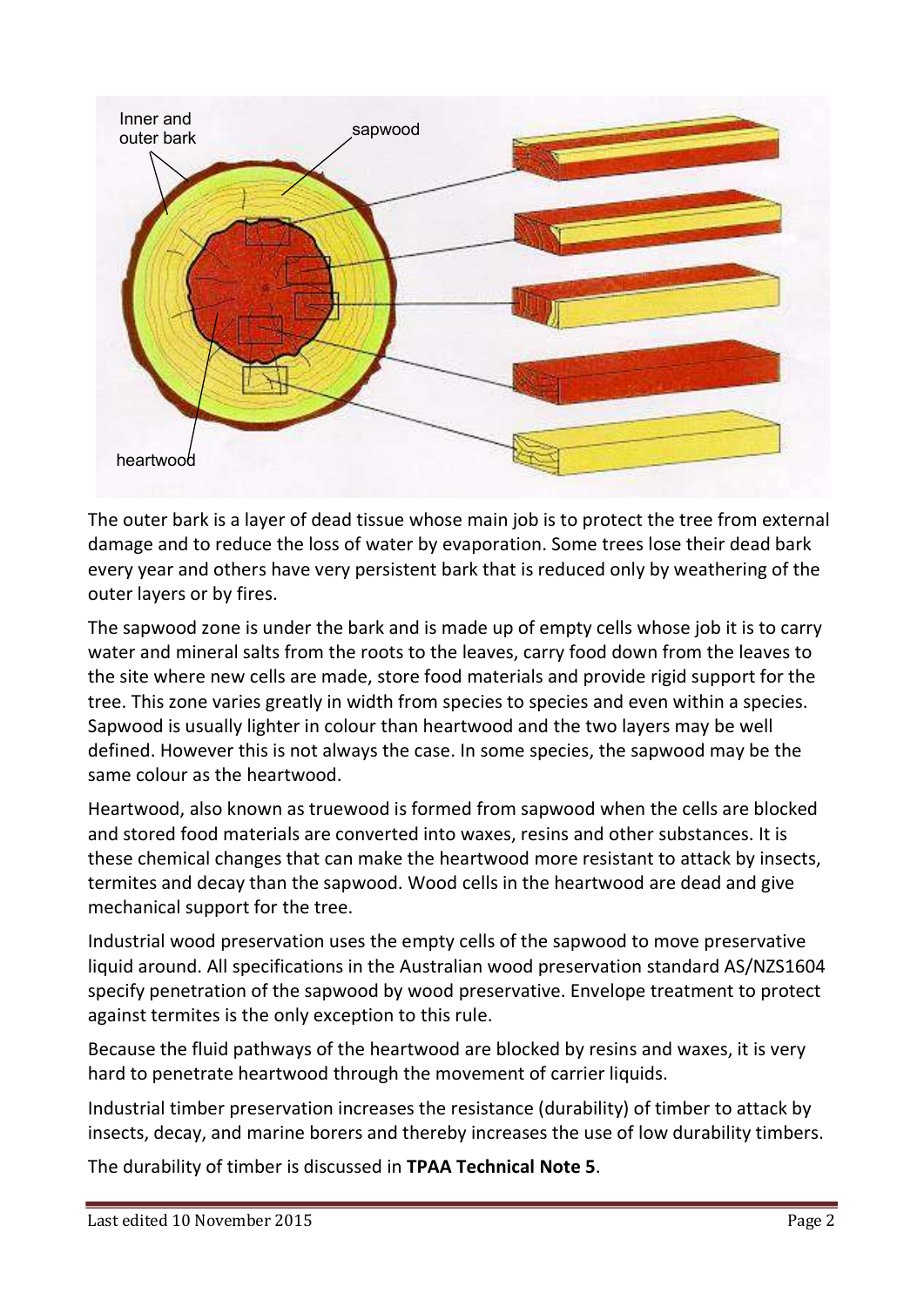Inner and outer bark

sapwood

heartwood

The outer bark is a layer of dead tissue whose main job is to protect the tree from external damage and to reduce the loss of water by evaporation. Some trees lose their dead bark every year and others have very persistent bark that is reduced only by weathering of the outer layers or by fires.

The sapwood zone is under the bark and is made up of empty cells whose job it is to carry water and mineral salts from the roots to the leaves, carry food down from the leaves to the site where new cells are made, store food materials and provide rigid support for the tree. This zone varies greatly in width from species to species and even within a species. Sapwood is usually lighter in colour than heartwood and the two layers may be well defined. However this is not always the case. In some species, the sapwood may be the same colour as the heartwood.

Heartwood, also known as truewood is formed from sapwood when the cells are blocked and stored food materials are converted into waxes, resins and other substances. It is these chemical changes that can make the heartwood more resistant to attack by insects, termites and decay than the sapwood. Wood cells in the heartwood are dead and give mechanical support for the tree.

Industrial wood preservation uses the empty cells of the sapwood to move preservative liquid around. All specifications in the Australian wood preservation standard AS/NZS1604 specify penetration of the sapwood by wood preservative. Envelope treatment to protect against termites is the only exception to this rule.

Because the fluid pathways of the heartwood are blocked by resins and waxes, it is very hard to penetrate heartwood through the movement of carrier liquids.

Industrial timber preservation increases the resistance (durability) of timber to attack by insects, decay, and marine borers and thereby increases the use of low durability timbers.

The durability of timber is discussed in **TPAA Technical Note 5**.